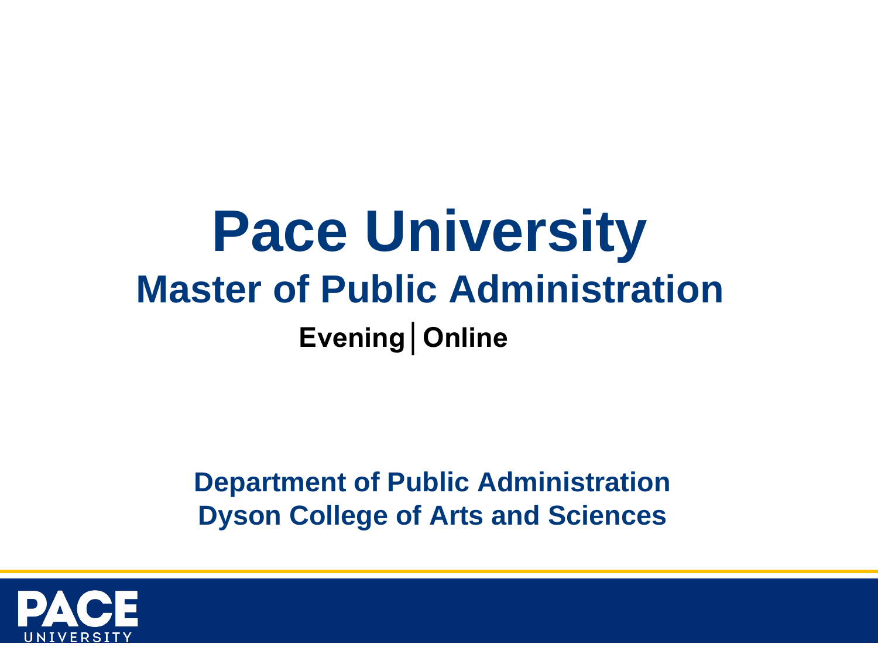# Pace University

## Master of Public Administration

**Evening│Online**

**Department of Public Administration**
**Dyson College of Arts and Sciences**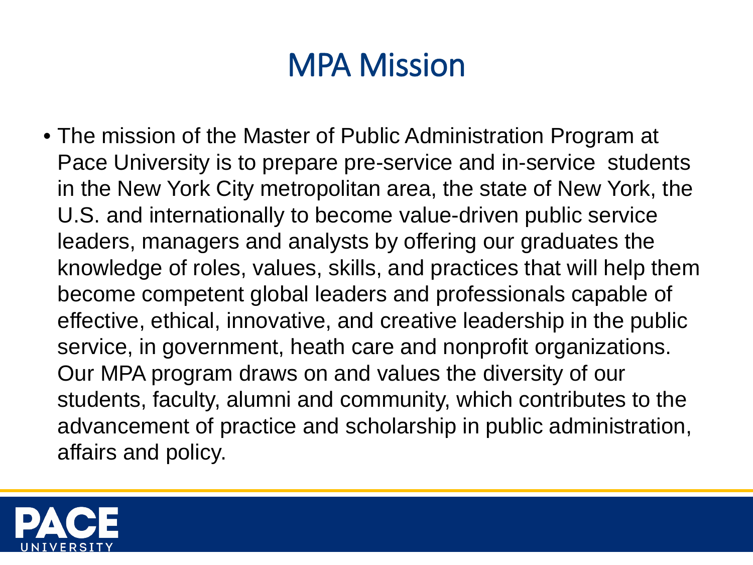# MPA Mission

- The mission of the Master of Public Administration Program at Pace University is to prepare pre-service and in-service students in the New York City metropolitan area, the state of New York, the U.S. and internationally to become value-driven public service leaders, managers and analysts by offering our graduates the knowledge of roles, values, skills, and practices that will help them become competent global leaders and professionals capable of effective, ethical, innovative, and creative leadership in the public service, in government, heath care and nonprofit organizations. Our MPA program draws on and values the diversity of our students, faculty, alumni and community, which contributes to the advancement of practice and scholarship in public administration, affairs and policy.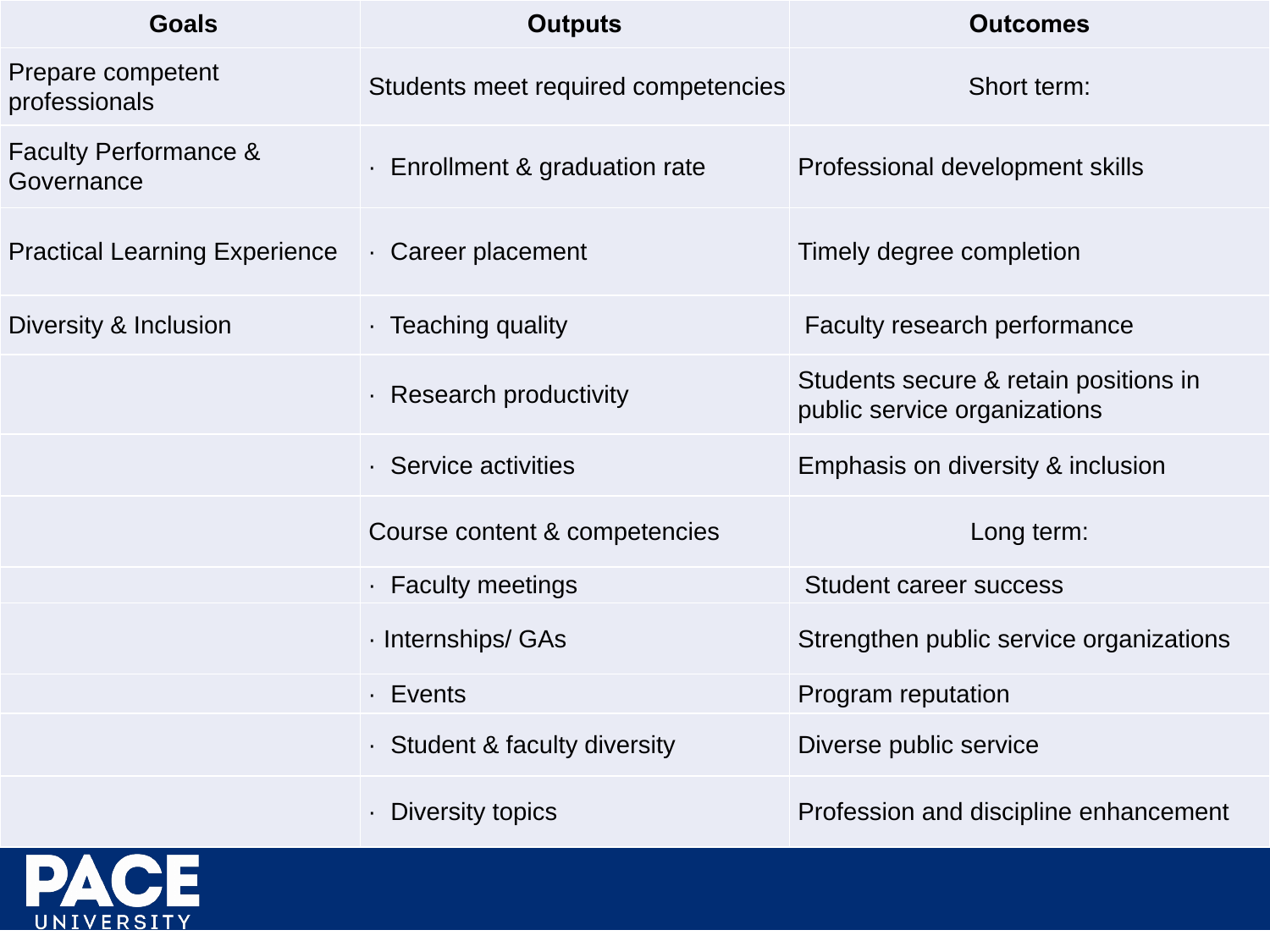| Goals | Outputs | Outcomes |
| --- | --- | --- |
| Prepare competent professionals | Students meet required competencies | Short term: |
| Faculty Performance & Governance | · Enrollment & graduation rate | Professional development skills |
| Practical Learning Experience | · Career placement | Timely degree completion |
| Diversity & Inclusion | · Teaching quality | Faculty research performance |
| | · Research productivity | Students secure & retain positions in public service organizations |
| | · Service activities | Emphasis on diversity & inclusion |
| | Course content & competencies | Long term: |
| | · Faculty meetings | Student career success |
| | · Internships/ GAs | Strengthen public service organizations |
| | · Events | Program reputation |
| | · Student & faculty diversity | Diverse public service |
| | · Diversity topics | Profession and discipline enhancement |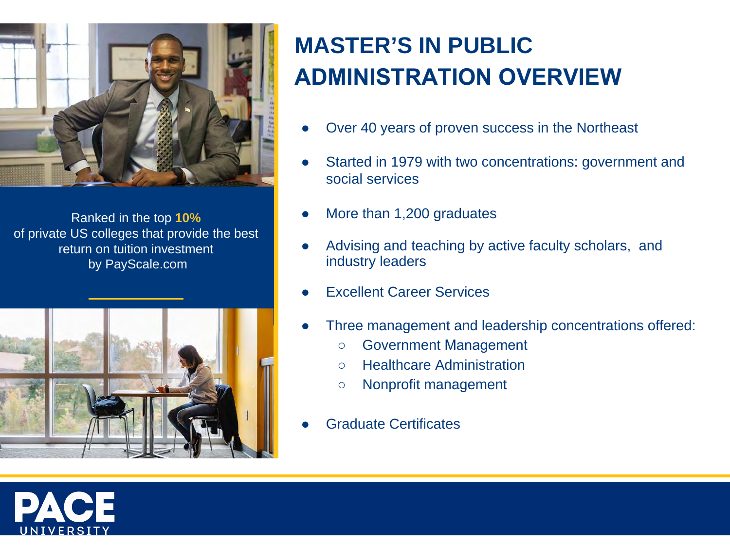Ranked in the top **10%** of private US colleges that provide the best return on tuition investment by PayScale.com

# MASTER'S IN PUBLIC ADMINISTRATION OVERVIEW

- Over 40 years of proven success in the Northeast
- Started in 1979 with two concentrations: government and social services
- More than 1,200 graduates
- Advising and teaching by active faculty scholars, and industry leaders
- Excellent Career Services
- Three management and leadership concentrations offered:
  - Government Management
  - Healthcare Administration
  - Nonprofit management
- Graduate Certificates

PACE UNIVERSITY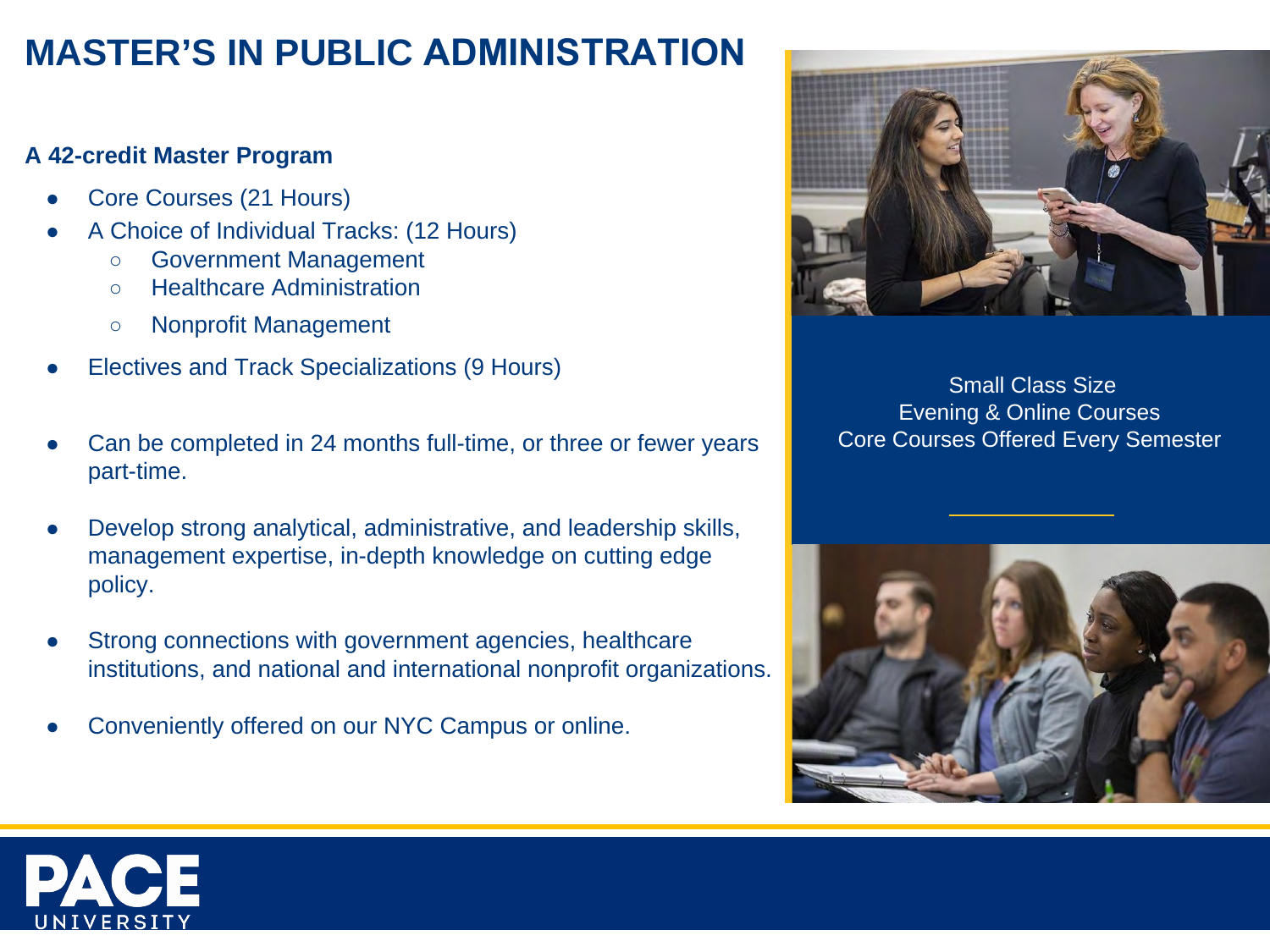# MASTER'S IN PUBLIC ADMINISTRATION

**A 42-credit Master Program**

- Core Courses (21 Hours)
- A Choice of Individual Tracks: (12 Hours)
  - Government Management
  - Healthcare Administration
  - Nonprofit Management
- Electives and Track Specializations (9 Hours)
- Can be completed in 24 months full-time, or three or fewer years part-time.
- Develop strong analytical, administrative, and leadership skills, management expertise, in-depth knowledge on cutting edge policy.
- Strong connections with government agencies, healthcare institutions, and national and international nonprofit organizations.
- Conveniently offered on our NYC Campus or online.

Small Class Size
Evening & Online Courses
Core Courses Offered Every Semester

PACE UNIVERSITY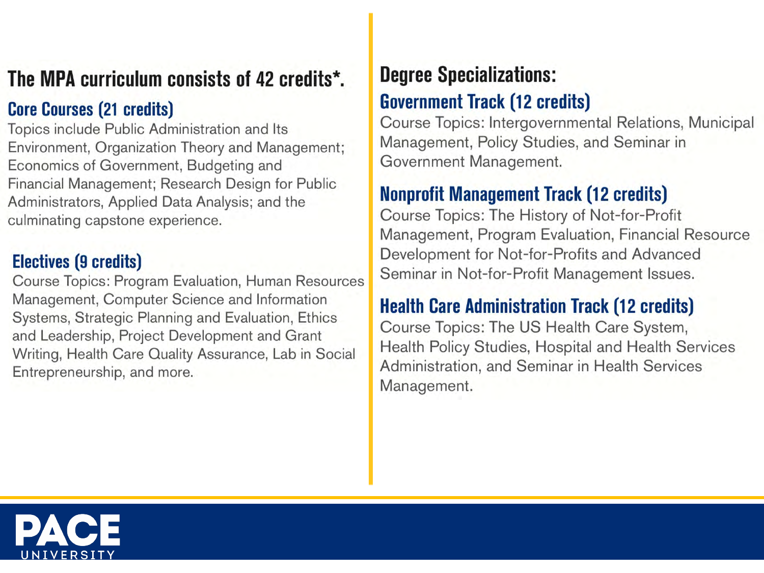## The MPA curriculum consists of 42 credits*.

### Core Courses (21 credits)

Topics include Public Administration and Its Environment, Organization Theory and Management; Economics of Government, Budgeting and Financial Management; Research Design for Public Administrators, Applied Data Analysis; and the culminating capstone experience.

### Electives (9 credits)

Course Topics: Program Evaluation, Human Resources Management, Computer Science and Information Systems, Strategic Planning and Evaluation, Ethics and Leadership, Project Development and Grant Writing, Health Care Quality Assurance, Lab in Social Entrepreneurship, and more.

## Degree Specializations:

### Government Track (12 credits)

Course Topics: Intergovernmental Relations, Municipal Management, Policy Studies, and Seminar in Government Management.

### Nonprofit Management Track (12 credits)

Course Topics: The History of Not-for-Profit Management, Program Evaluation, Financial Resource Development for Not-for-Profits and Advanced Seminar in Not-for-Profit Management Issues.

### Health Care Administration Track (12 credits)

Course Topics: The US Health Care System, Health Policy Studies, Hospital and Health Services Administration, and Seminar in Health Services Management.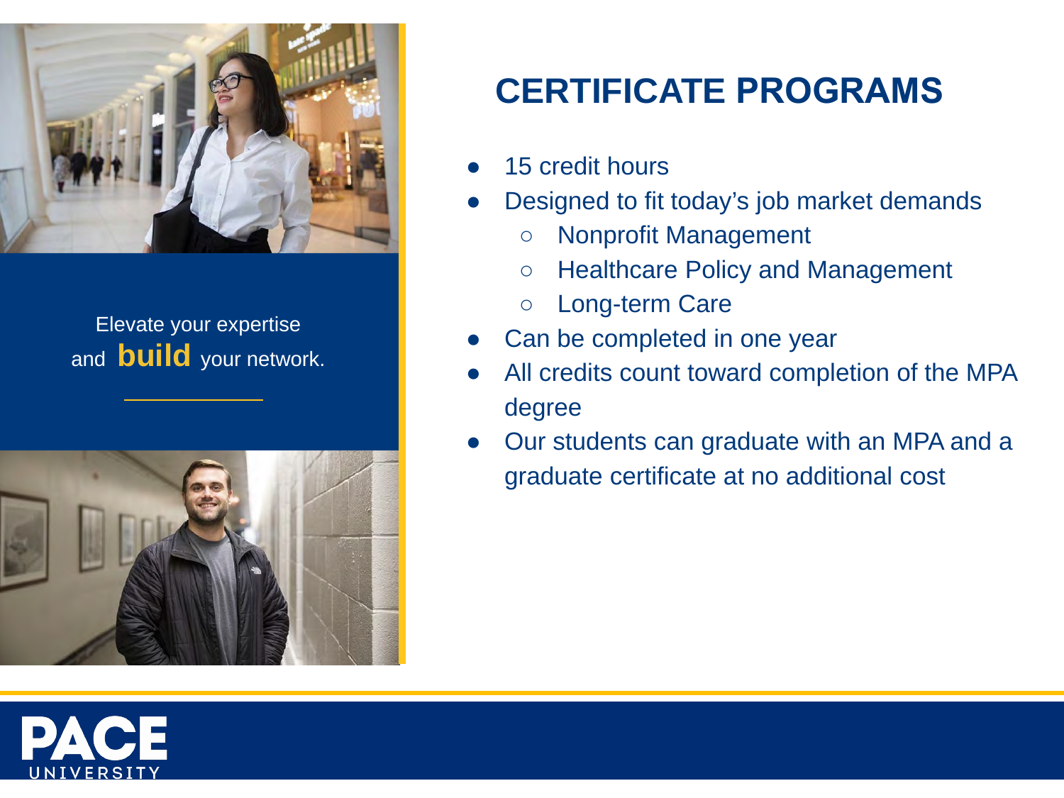Elevate your expertise and **build** your network.

# CERTIFICATE PROGRAMS

- 15 credit hours
- Designed to fit today's job market demands
  - Nonprofit Management
  - Healthcare Policy and Management
  - Long-term Care
- Can be completed in one year
- All credits count toward completion of the MPA degree
- Our students can graduate with an MPA and a graduate certificate at no additional cost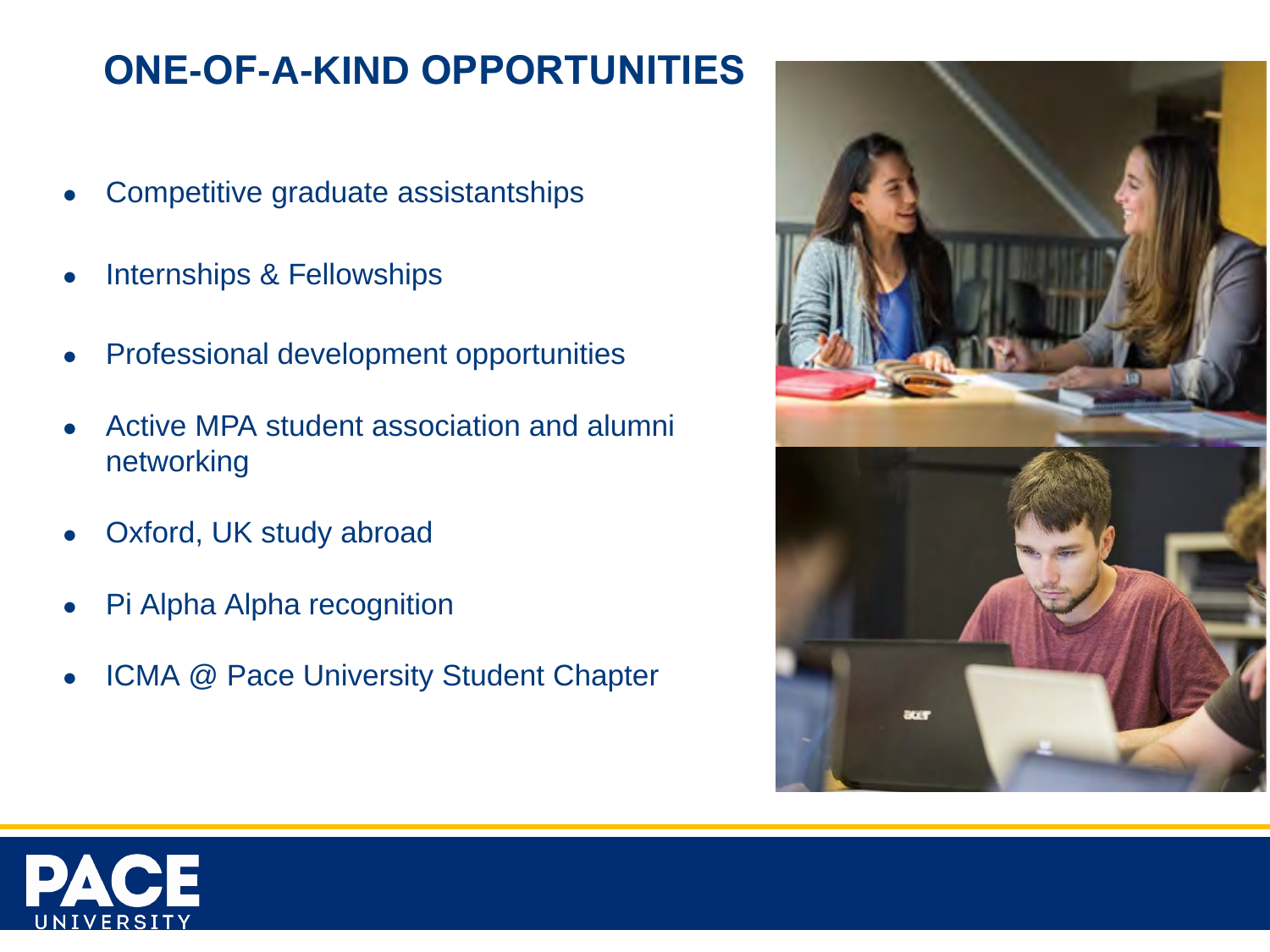# ONE-OF-A-KIND OPPORTUNITIES

- Competitive graduate assistantships
- Internships & Fellowships
- Professional development opportunities
- Active MPA student association and alumni networking
- Oxford, UK study abroad
- Pi Alpha Alpha recognition
- ICMA @ Pace University Student Chapter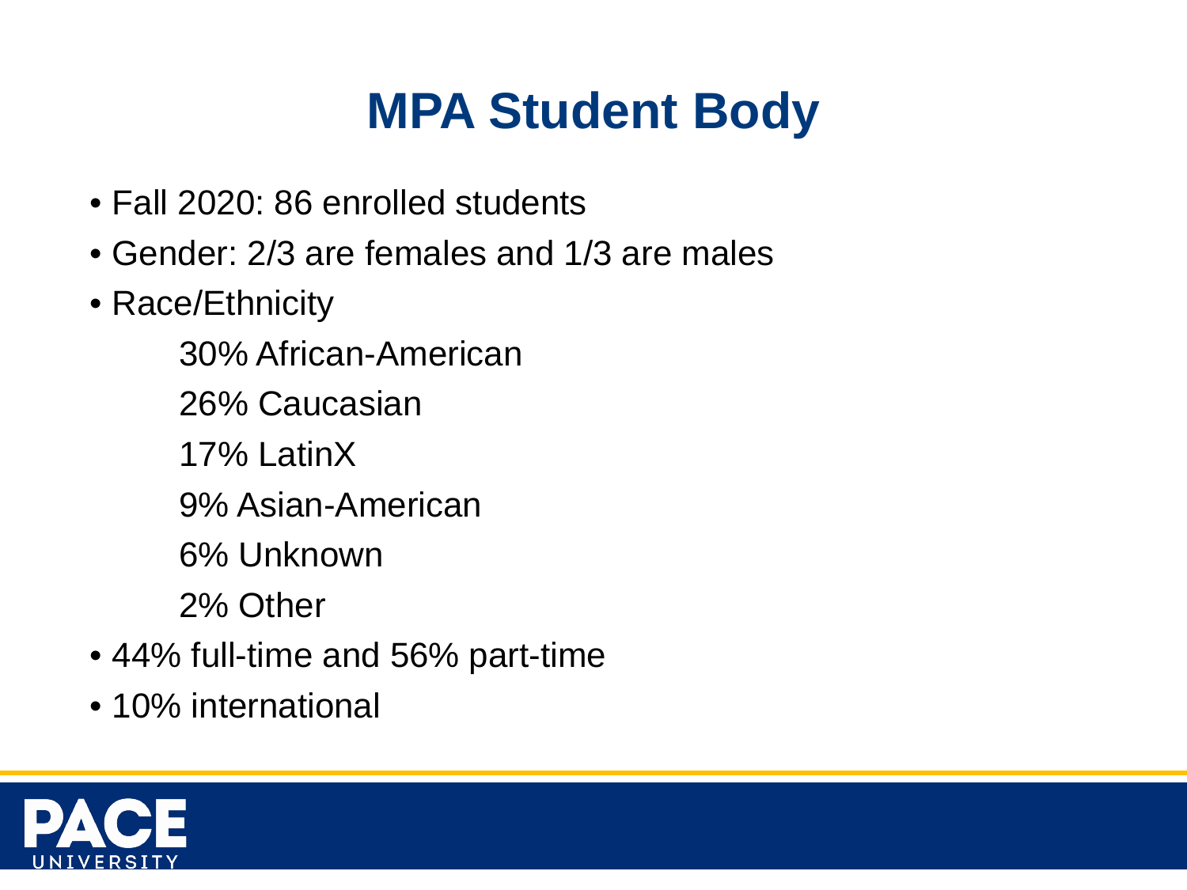# MPA Student Body

- Fall 2020: 86 enrolled students
- Gender: 2/3 are females and 1/3 are males
- Race/Ethnicity
  - 30% African-American
  - 26% Caucasian
  - 17% LatinX
  - 9% Asian-American
  - 6% Unknown
  - 2% Other
- 44% full-time and 56% part-time
- 10% international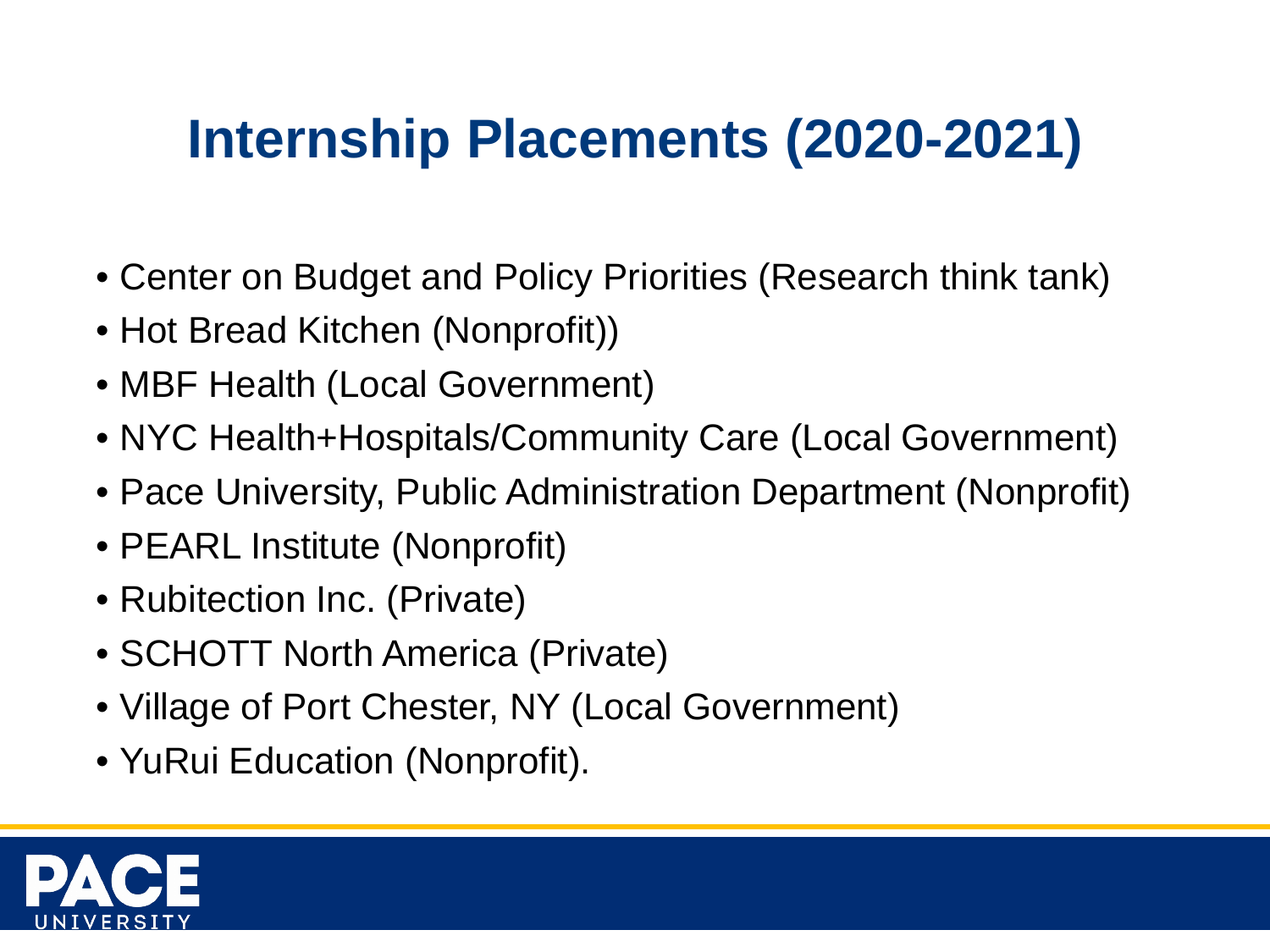# Internship Placements (2020-2021)

- Center on Budget and Policy Priorities (Research think tank)
- Hot Bread Kitchen (Nonprofit))
- MBF Health (Local Government)
- NYC Health+Hospitals/Community Care (Local Government)
- Pace University, Public Administration Department (Nonprofit)
- PEARL Institute (Nonprofit)
- Rubitection Inc. (Private)
- SCHOTT North America (Private)
- Village of Port Chester, NY (Local Government)
- YuRui Education (Nonprofit).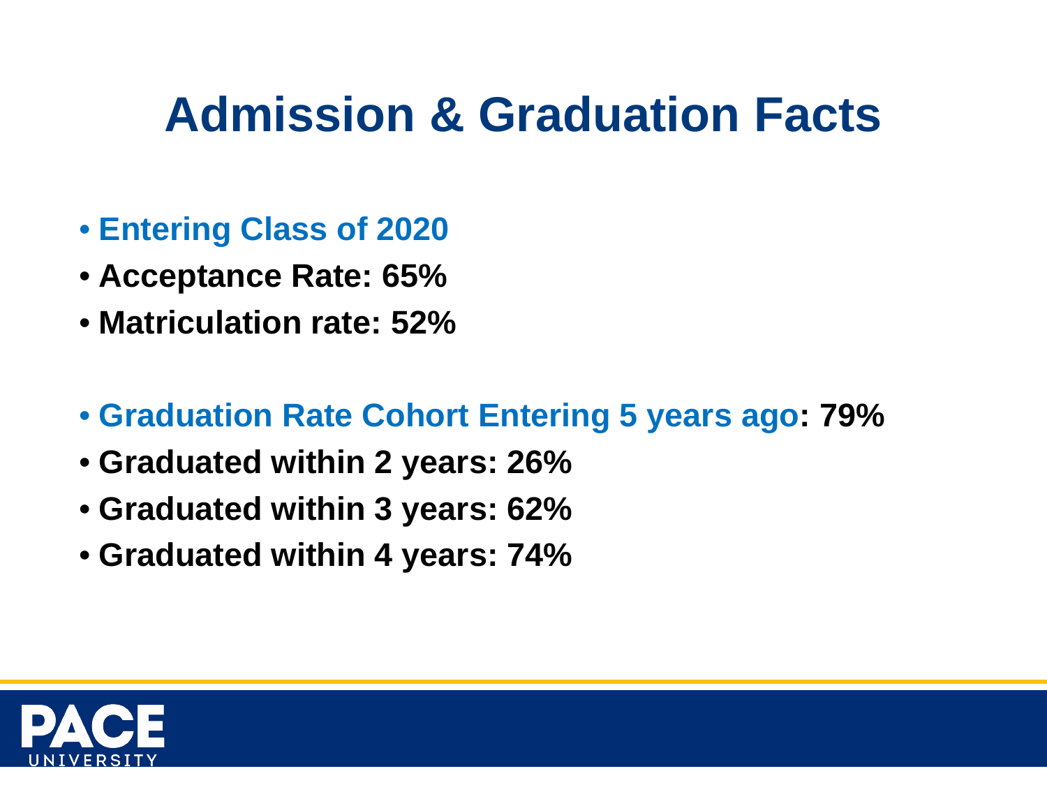# Admission & Graduation Facts

- **Entering Class of 2020**
- **Acceptance Rate: 65%**
- **Matriculation rate: 52%**

- **Graduation Rate Cohort Entering 5 years ago: 79%**
- **Graduated within 2 years: 26%**
- **Graduated within 3 years: 62%**
- **Graduated within 4 years: 74%**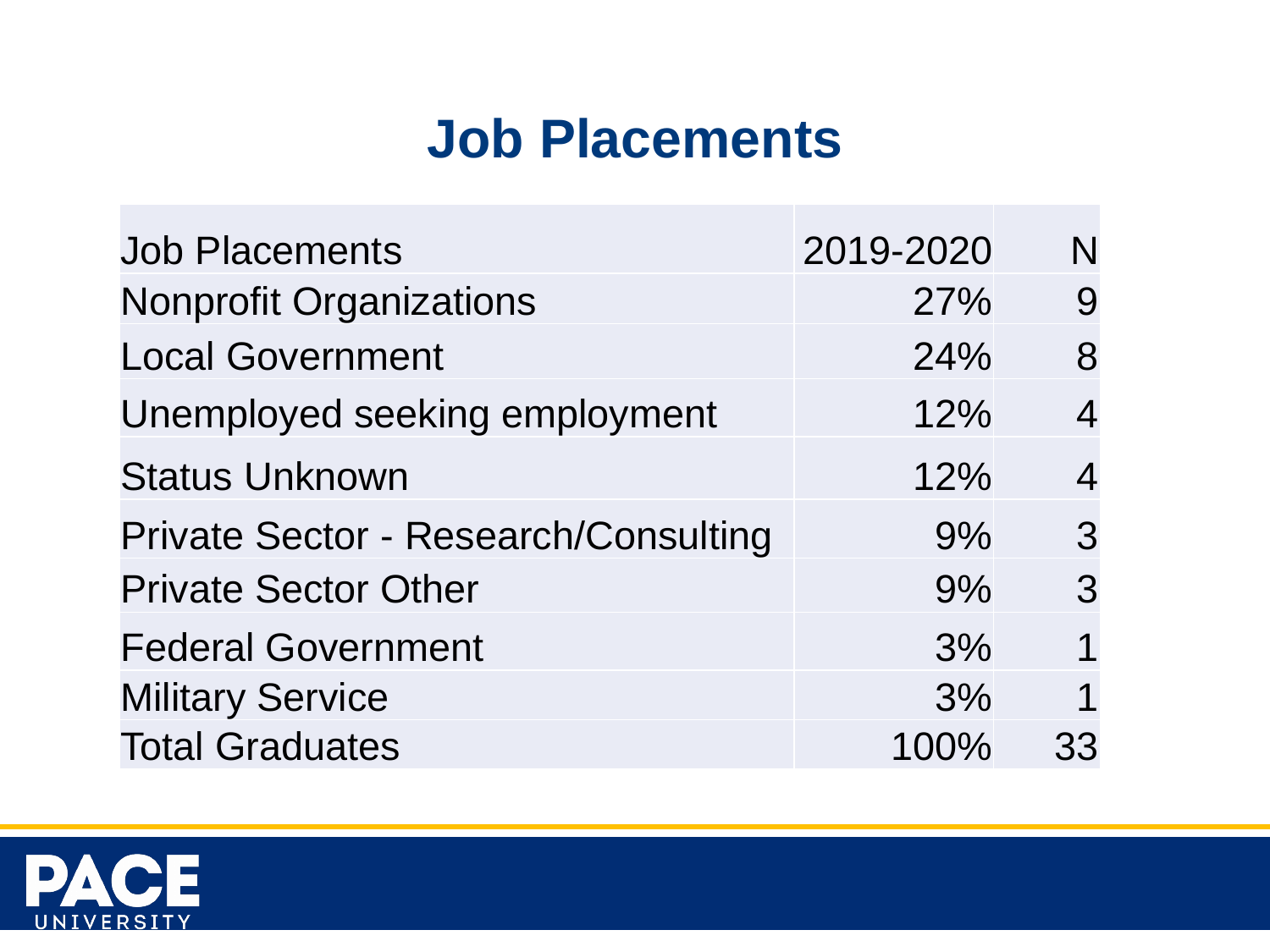# Job Placements

| Job Placements | 2019-2020 | N |
| --- | --- | --- |
| Nonprofit Organizations | 27% | 9 |
| Local Government | 24% | 8 |
| Unemployed seeking employment | 12% | 4 |
| Status Unknown | 12% | 4 |
| Private Sector - Research/Consulting | 9% | 3 |
| Private Sector Other | 9% | 3 |
| Federal Government | 3% | 1 |
| Military Service | 3% | 1 |
| Total Graduates | 100% | 33 |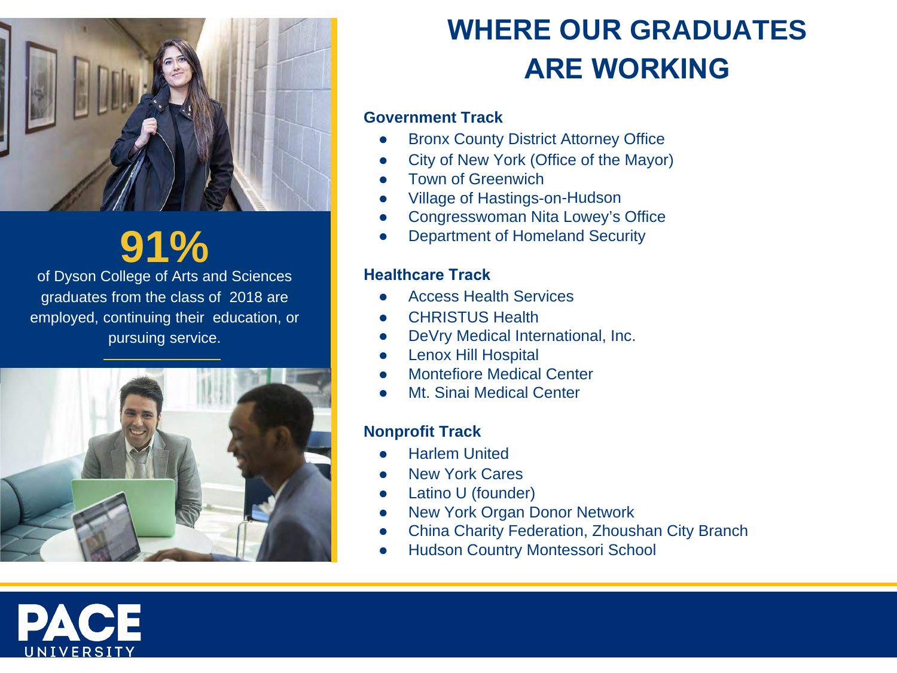**91%**

of Dyson College of Arts and Sciences graduates from the class of 2018 are employed, continuing their education, or pursuing service.

# WHERE OUR GRADUATES ARE WORKING

### Government Track

- Bronx County District Attorney Office
- City of New York (Office of the Mayor)
- Town of Greenwich
- Village of Hastings-on-Hudson
- Congresswoman Nita Lowey's Office
- Department of Homeland Security

### Healthcare Track

- Access Health Services
- CHRISTUS Health
- DeVry Medical International, Inc.
- Lenox Hill Hospital
- Montefiore Medical Center
- Mt. Sinai Medical Center

### Nonprofit Track

- Harlem United
- New York Cares
- Latino U (founder)
- New York Organ Donor Network
- China Charity Federation, Zhoushan City Branch
- Hudson Country Montessori School

PACE UNIVERSITY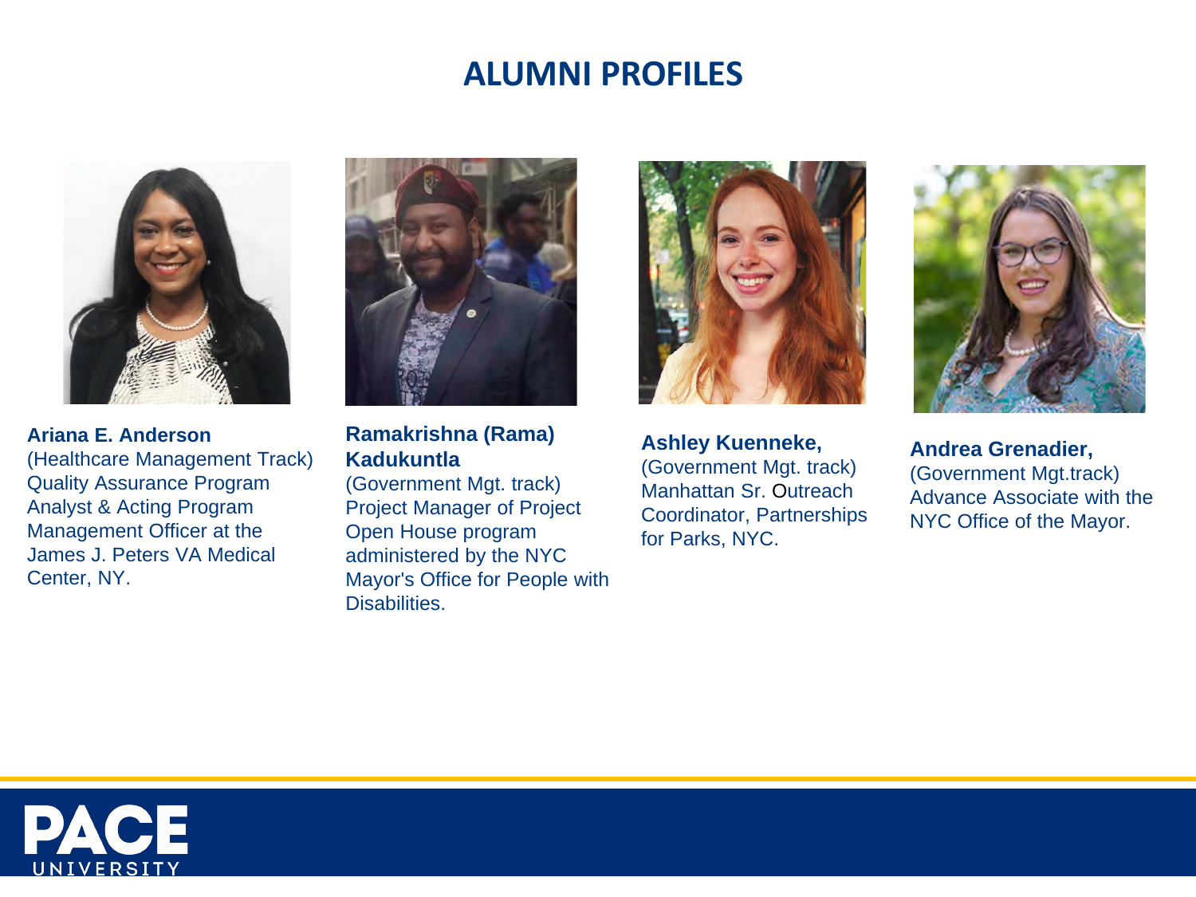# ALUMNI PROFILES

**Ariana E. Anderson**
(Healthcare Management Track) Quality Assurance Program Analyst & Acting Program Management Officer at the James J. Peters VA Medical Center, NY.

**Ramakrishna (Rama) Kadukuntla**
(Government Mgt. track) Project Manager of Project Open House program administered by the NYC Mayor's Office for People with Disabilities.

**Ashley Kuenneke,**
(Government Mgt. track) Manhattan Sr. Outreach Coordinator, Partnerships for Parks, NYC.

**Andrea Grenadier,**
(Government Mgt.track) Advance Associate with the NYC Office of the Mayor.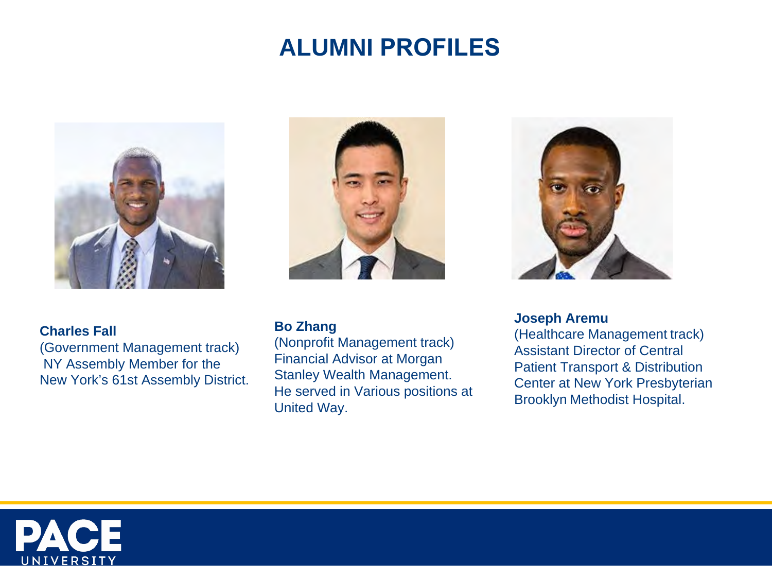# ALUMNI PROFILES

**Charles Fall**
(Government Management track)
NY Assembly Member for the New York's 61st Assembly District.

**Bo Zhang**
(Nonprofit Management track)
Financial Advisor at Morgan Stanley Wealth Management. He served in Various positions at United Way.

**Joseph Aremu**
(Healthcare Management track)
Assistant Director of Central Patient Transport & Distribution Center at New York Presbyterian Brooklyn Methodist Hospital.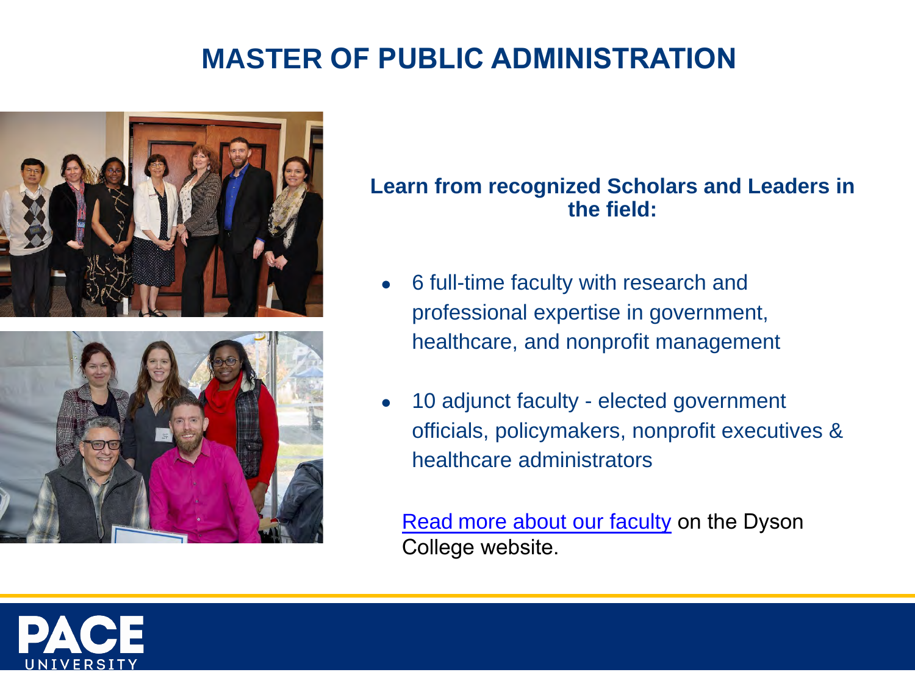# MASTER OF PUBLIC ADMINISTRATION

**Learn from recognized Scholars and Leaders in the field:**

- 6 full-time faculty with research and professional expertise in government, healthcare, and nonprofit management
- 10 adjunct faculty - elected government officials, policymakers, nonprofit executives & healthcare administrators

Read more about our faculty on the Dyson College website.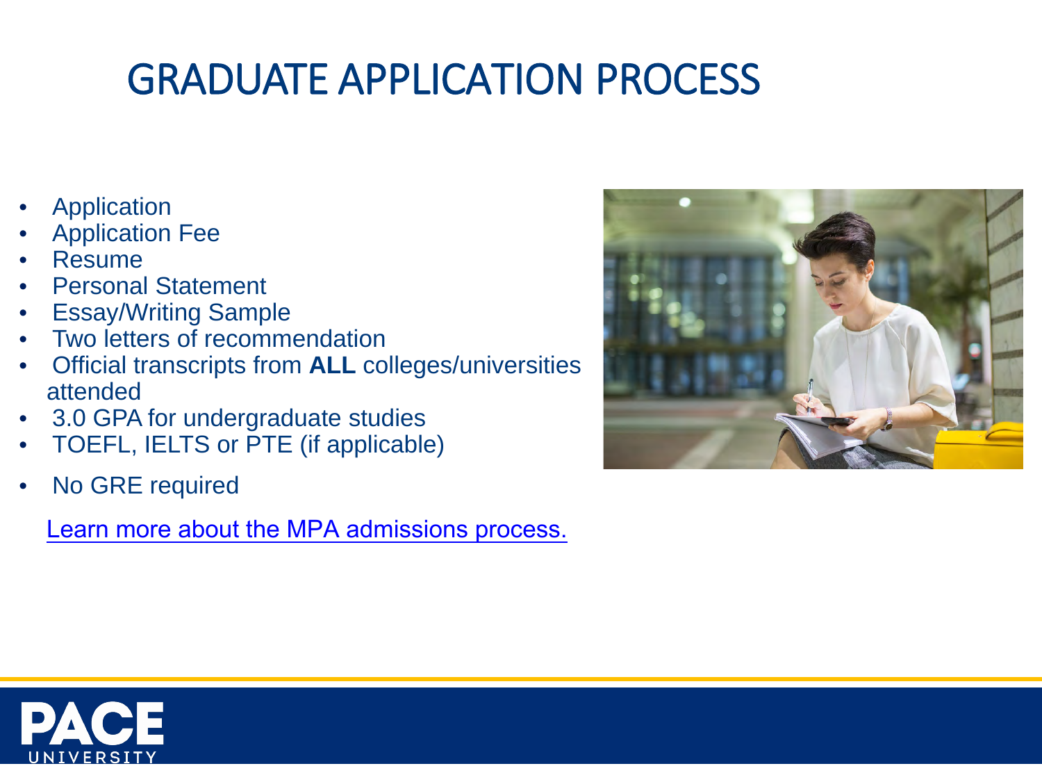# GRADUATE APPLICATION PROCESS

- Application
- Application Fee
- Resume
- Personal Statement
- Essay/Writing Sample
- Two letters of recommendation
- Official transcripts from **ALL** colleges/universities attended
- 3.0 GPA for undergraduate studies
- TOEFL, IELTS or PTE (if applicable)
- No GRE required

Learn more about the MPA admissions process.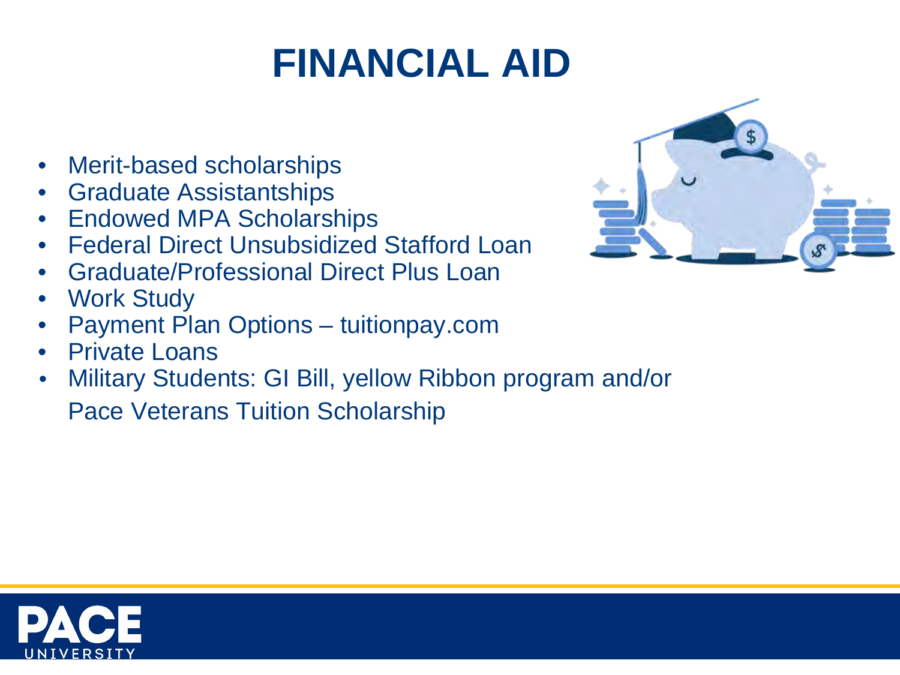# FINANCIAL AID

- Merit-based scholarships
- Graduate Assistantships
- Endowed MPA Scholarships
- Federal Direct Unsubsidized Stafford Loan
- Graduate/Professional Direct Plus Loan
- Work Study
- Payment Plan Options – tuitionpay.com
- Private Loans
- Military Students: GI Bill, yellow Ribbon program and/or Pace Veterans Tuition Scholarship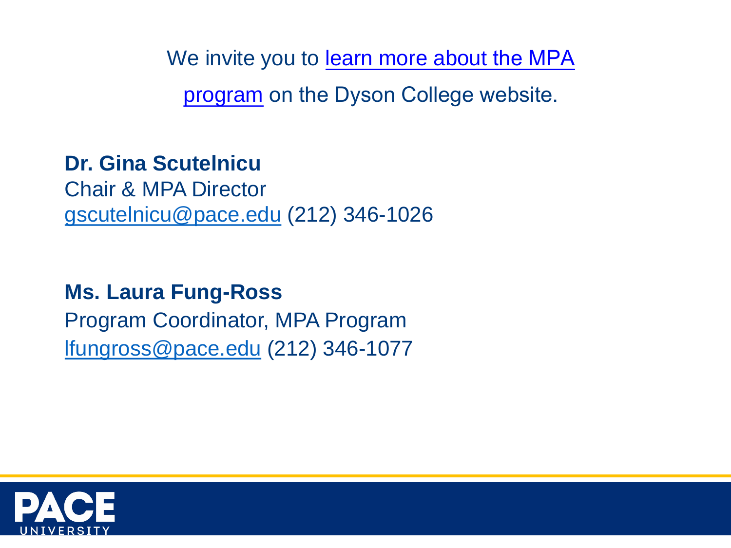We invite you to learn more about the MPA program on the Dyson College website.

**Dr. Gina Scutelnicu**
Chair & MPA Director
gscutelnicu@pace.edu (212) 346-1026

**Ms. Laura Fung-Ross**
Program Coordinator, MPA Program
lfungross@pace.edu (212) 346-1077